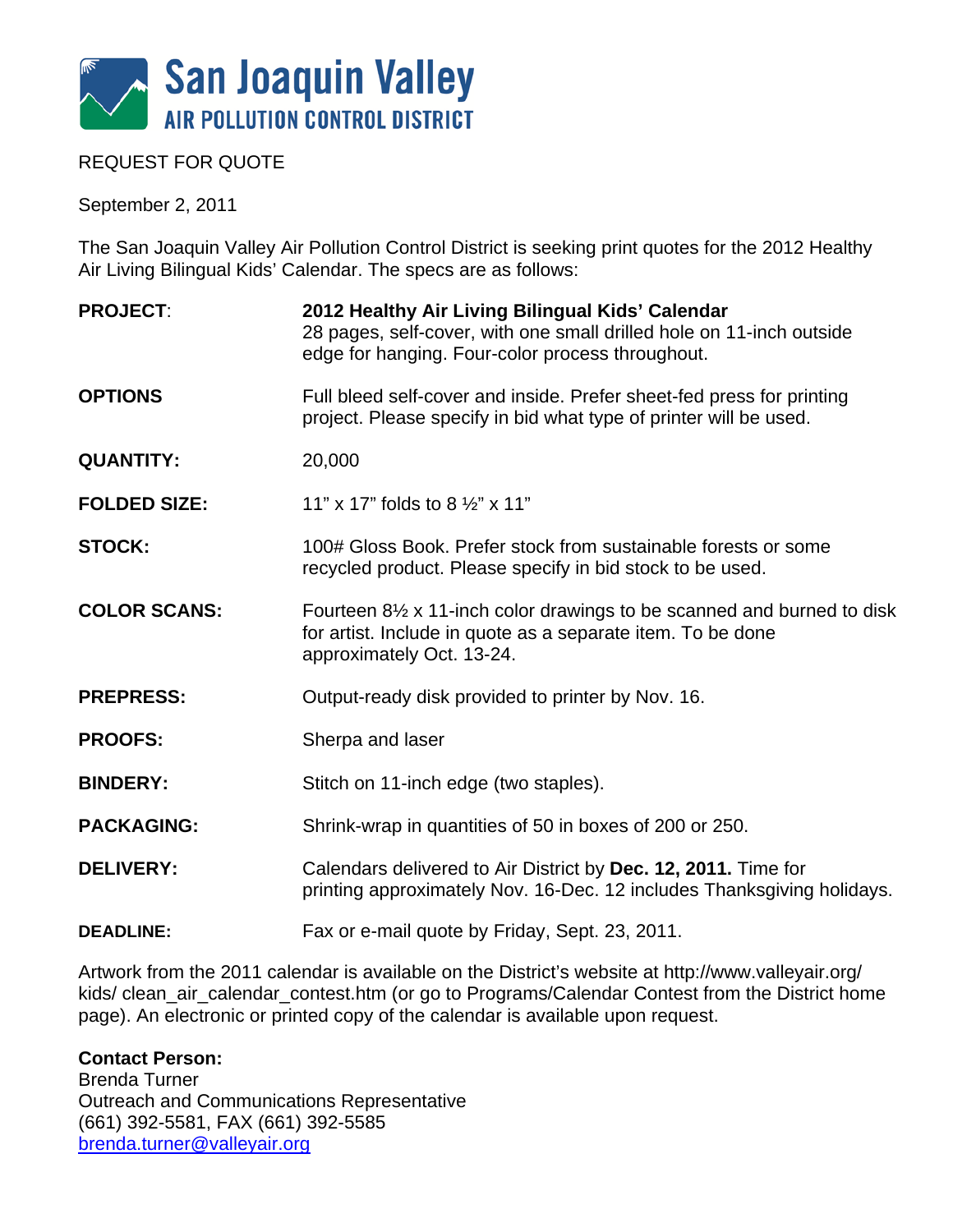# San Joaquin Valley
## AIR POLLUTION CONTROL DISTRICT

REQUEST FOR QUOTE

September 2, 2011

The San Joaquin Valley Air Pollution Control District is seeking print quotes for the 2012 Healthy Air Living Bilingual Kids' Calendar. The specs are as follows:

| | |
|---|---|
| **PROJECT**: | **2012 Healthy Air Living Bilingual Kids' Calendar** 28 pages, self-cover, with one small drilled hole on 11-inch outside edge for hanging. Four-color process throughout. |
| **OPTIONS** | Full bleed self-cover and inside. Prefer sheet-fed press for printing project. Please specify in bid what type of printer will be used. |
| **QUANTITY:** | 20,000 |
| **FOLDED SIZE:** | 11" x 17" folds to 8 ½" x 11" |
| **STOCK:** | 100# Gloss Book. Prefer stock from sustainable forests or some recycled product. Please specify in bid stock to be used. |
| **COLOR SCANS:** | Fourteen 8½ x 11-inch color drawings to be scanned and burned to disk for artist. Include in quote as a separate item. To be done approximately Oct. 13-24. |
| **PREPRESS:** | Output-ready disk provided to printer by Nov. 16. |
| **PROOFS:** | Sherpa and laser |
| **BINDERY:** | Stitch on 11-inch edge (two staples). |
| **PACKAGING:** | Shrink-wrap in quantities of 50 in boxes of 200 or 250. |
| **DELIVERY:** | Calendars delivered to Air District by **Dec. 12, 2011.** Time for printing approximately Nov. 16-Dec. 12 includes Thanksgiving holidays. |
| **DEADLINE:** | Fax or e-mail quote by Friday, Sept. 23, 2011. |

Artwork from the 2011 calendar is available on the District's website at http://www.valleyair.org/ kids/ clean_air_calendar_contest.htm (or go to Programs/Calendar Contest from the District home page). An electronic or printed copy of the calendar is available upon request.

**Contact Person:**
Brenda Turner
Outreach and Communications Representative
(661) 392-5581, FAX (661) 392-5585
brenda.turner@valleyair.org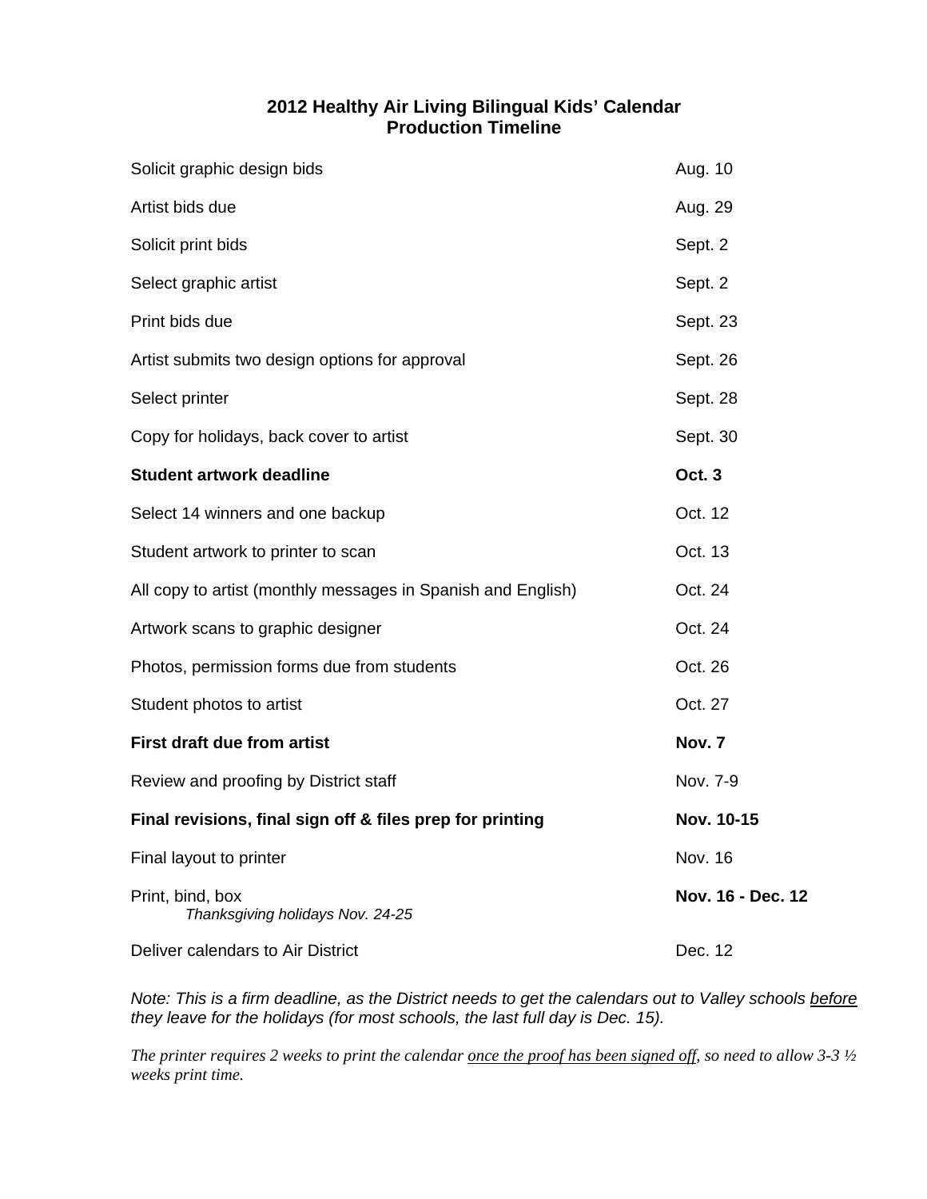## 2012 Healthy Air Living Bilingual Kids' Calendar
## Production Timeline

| | |
|---|---|
| Solicit graphic design bids | Aug. 10 |
| Artist bids due | Aug. 29 |
| Solicit print bids | Sept. 2 |
| Select graphic artist | Sept. 2 |
| Print bids due | Sept. 23 |
| Artist submits two design options for approval | Sept. 26 |
| Select printer | Sept. 28 |
| Copy for holidays, back cover to artist | Sept. 30 |
| **Student artwork deadline** | **Oct. 3** |
| Select 14 winners and one backup | Oct. 12 |
| Student artwork to printer to scan | Oct. 13 |
| All copy to artist (monthly messages in Spanish and English) | Oct. 24 |
| Artwork scans to graphic designer | Oct. 24 |
| Photos, permission forms due from students | Oct. 26 |
| Student photos to artist | Oct. 27 |
| **First draft due from artist** | **Nov. 7** |
| Review and proofing by District staff | Nov. 7-9 |
| **Final revisions, final sign off & files prep for printing** | **Nov. 10-15** |
| Final layout to printer | Nov. 16 |
| Print, bind, box<br>*Thanksgiving holidays Nov. 24-25* | **Nov. 16 - Dec. 12** |
| Deliver calendars to Air District | Dec. 12 |

*Note: This is a firm deadline, as the District needs to get the calendars out to Valley schools <u>before</u> they leave for the holidays (for most schools, the last full day is Dec. 15).*

*The printer requires 2 weeks to print the calendar <u>once the proof has been signed off</u>, so need to allow 3-3 ½ weeks print time.*